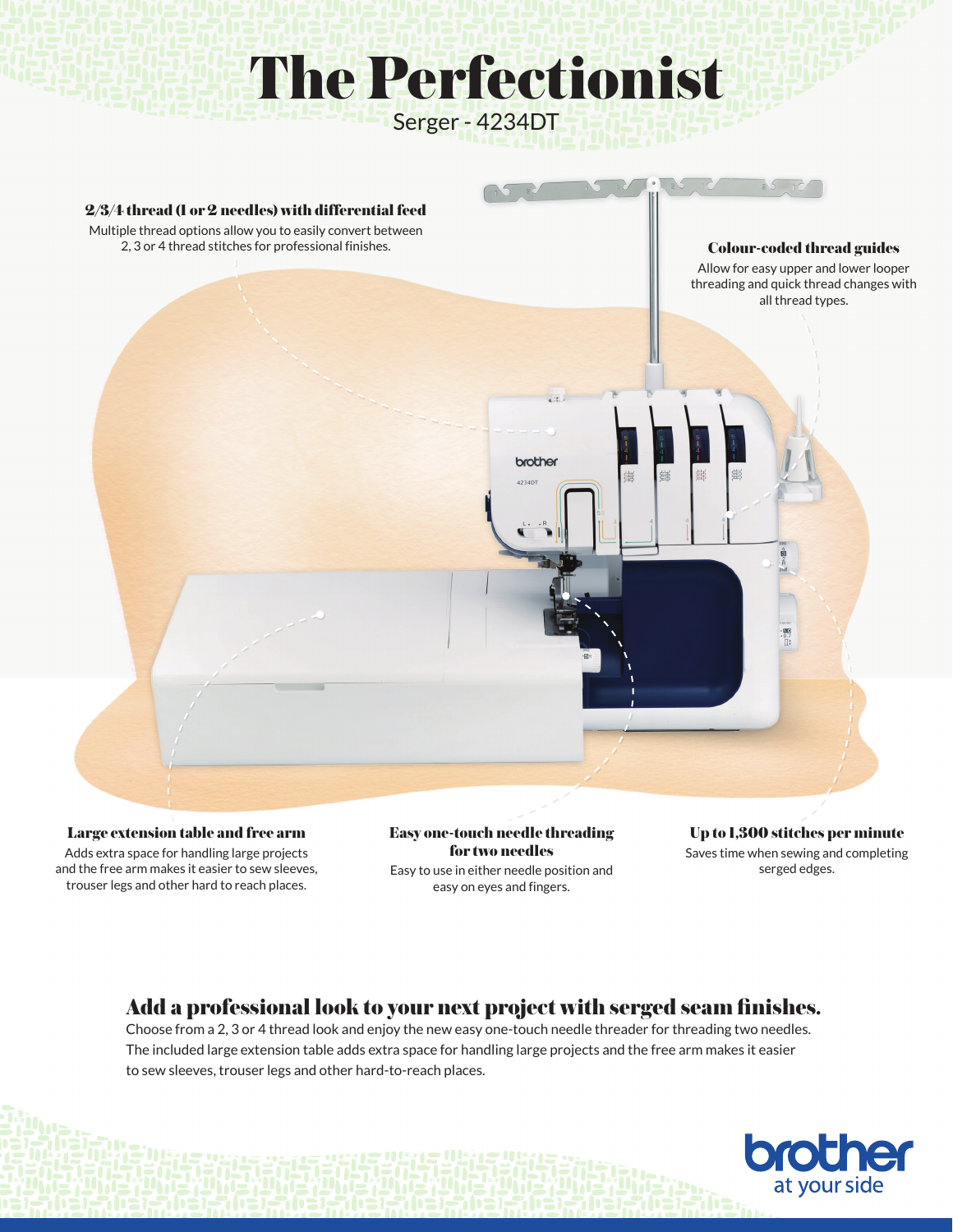# The Perfectionist

Serger - 4234DT

### 2/3/4 thread (1 or 2 needles) with differential feed

Multiple thread options allow you to easily convert between 2, 3 or 4 thread stitches for professional finishes.

### Colour-coded thread guides

Allow for easy upper and lower looper threading and quick thread changes with all thread types.

### Large extension table and free arm

Adds extra space for handling large projects and the free arm makes it easier to sew sleeves, trouser legs and other hard to reach places.

### Easy one-touch needle threading for two needles

Easy to use in either needle position and easy on eyes and fingers.

### Up to 1,300 stitches per minute

Saves time when sewing and completing serged edges.

## Add a professional look to your next project with serged seam finishes.

Choose from a 2, 3 or 4 thread look and enjoy the new easy one-touch needle threader for threading two needles. The included large extension table adds extra space for handling large projects and the free arm makes it easier to sew sleeves, trouser legs and other hard-to-reach places.

brother
at your side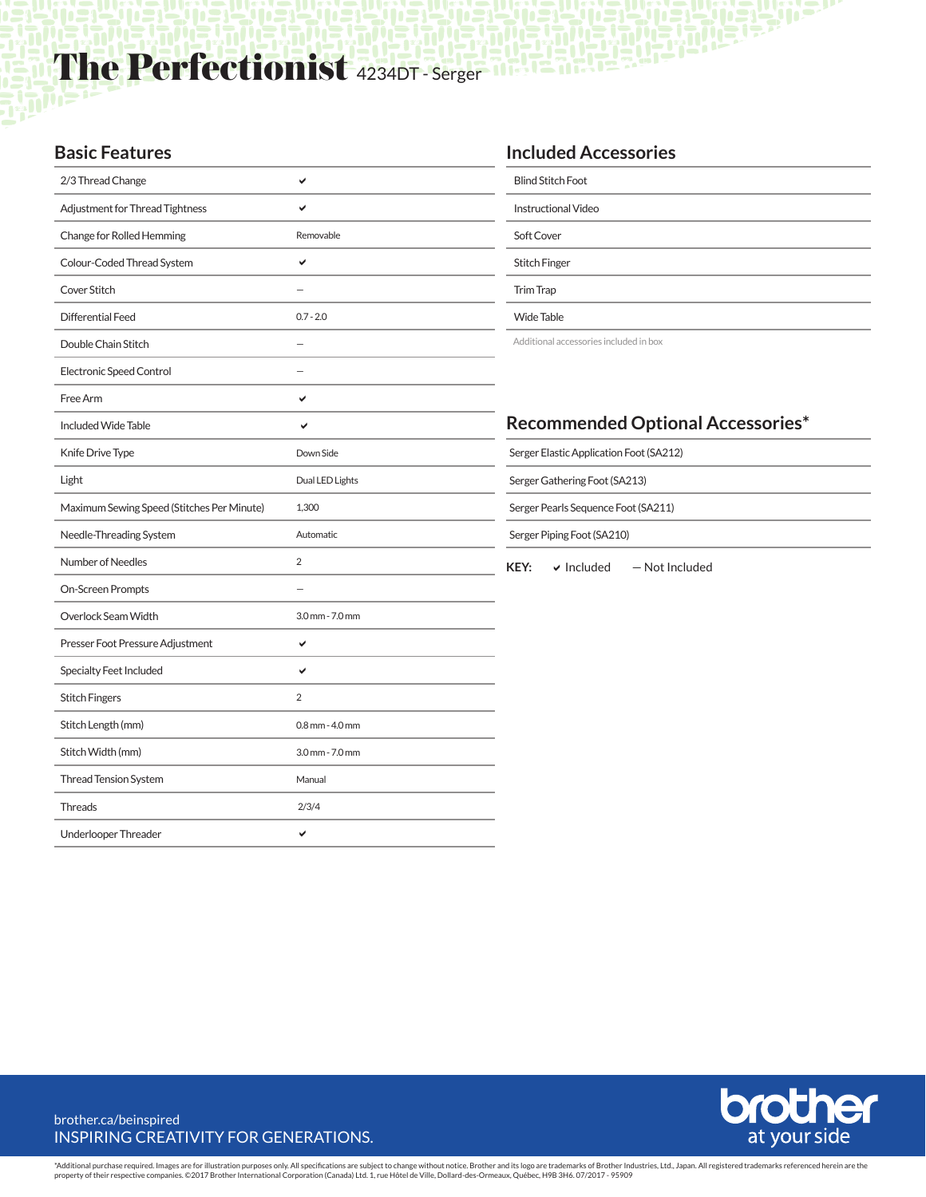# The Perfectionist 4234DT - Serger

## Basic Features

| | |
|---|---|
| 2/3 Thread Change | ✔ |
| Adjustment for Thread Tightness | ✔ |
| Change for Rolled Hemming | Removable |
| Colour-Coded Thread System | ✔ |
| Cover Stitch | – |
| Differential Feed | 0.7 - 2.0 |
| Double Chain Stitch | – |
| Electronic Speed Control | – |
| Free Arm | ✔ |
| Included Wide Table | ✔ |
| Knife Drive Type | Down Side |
| Light | Dual LED Lights |
| Maximum Sewing Speed (Stitches Per Minute) | 1,300 |
| Needle-Threading System | Automatic |
| Number of Needles | 2 |
| On-Screen Prompts | – |
| Overlock Seam Width | 3.0 mm - 7.0 mm |
| Presser Foot Pressure Adjustment | ✔ |
| Specialty Feet Included | ✔ |
| Stitch Fingers | 2 |
| Stitch Length (mm) | 0.8 mm - 4.0 mm |
| Stitch Width (mm) | 3.0 mm - 7.0 mm |
| Thread Tension System | Manual |
| Threads | 2/3/4 |
| Underlooper Threader | ✔ |

## Included Accessories

- Blind Stitch Foot
- Instructional Video
- Soft Cover
- Stitch Finger
- Trim Trap
- Wide Table

Additional accessories included in box

## Recommended Optional Accessories*

- Serger Elastic Application Foot (SA212)
- Serger Gathering Foot (SA213)
- Serger Pearls Sequence Foot (SA211)
- Serger Piping Foot (SA210)

**KEY:** ✔ Included – Not Included

brother.ca/beinspired
INSPIRING CREATIVITY FOR GENERATIONS.

brother at your side

*Additional purchase required. Images are for illustration purposes only. All specifications are subject to change without notice. Brother and its logo are trademarks of Brother Industries, Ltd., Japan. All registered trademarks referenced herein are the property of their respective companies. ©2017 Brother International Corporation (Canada) Ltd. 1, rue Hôtel de Ville, Dollard-des-Ormeaux, Québec, H9B 3H6. 07/2017 - 95909